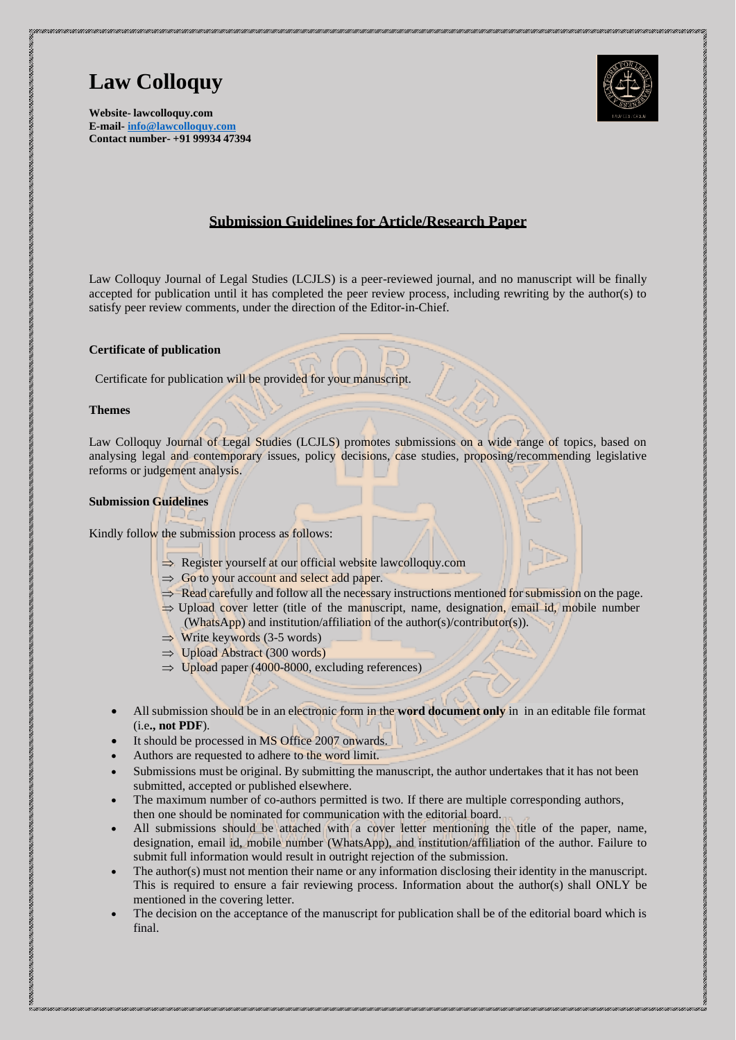# Law Colloquy

**Website- lawcolloquy.com**
**E-mail- info@lawcolloquy.com**
**Contact number- +91 99934 47394**

## Submission Guidelines for Article/Research Paper

Law Colloquy Journal of Legal Studies (LCJLS) is a peer-reviewed journal, and no manuscript will be finally accepted for publication until it has completed the peer review process, including rewriting by the author(s) to satisfy peer review comments, under the direction of the Editor-in-Chief.

### Certificate of publication

Certificate for publication will be provided for your manuscript.

### Themes

Law Colloquy Journal of Legal Studies (LCJLS) promotes submissions on a wide range of topics, based on analysing legal and contemporary issues, policy decisions, case studies, proposing/recommending legislative reforms or judgement analysis.

### Submission Guidelines

Kindly follow the submission process as follows:

- ⇒ Register yourself at our official website lawcolloquy.com
- ⇒ Go to your account and select add paper.
- ⇒ Read carefully and follow all the necessary instructions mentioned for submission on the page.
- ⇒ Upload cover letter (title of the manuscript, name, designation, email id, mobile number (WhatsApp) and institution/affiliation of the author(s)/contributor(s)).
- ⇒ Write keywords (3-5 words)
- ⇒ Upload Abstract (300 words)
- ⇒ Upload paper (4000-8000, excluding references)

- All submission should be in an electronic form in the **word document only** in in an editable file format (i.e**., not PDF**).
- It should be processed in MS Office 2007 onwards.
- Authors are requested to adhere to the word limit.
- Submissions must be original. By submitting the manuscript, the author undertakes that it has not been submitted, accepted or published elsewhere.
- The maximum number of co-authors permitted is two. If there are multiple corresponding authors, then one should be nominated for communication with the editorial board.
- All submissions should be attached with a cover letter mentioning the title of the paper, name, designation, email id, mobile number (WhatsApp), and institution/affiliation of the author. Failure to submit full information would result in outright rejection of the submission.
- The author(s) must not mention their name or any information disclosing their identity in the manuscript. This is required to ensure a fair reviewing process. Information about the author(s) shall ONLY be mentioned in the covering letter.
- The decision on the acceptance of the manuscript for publication shall be of the editorial board which is final.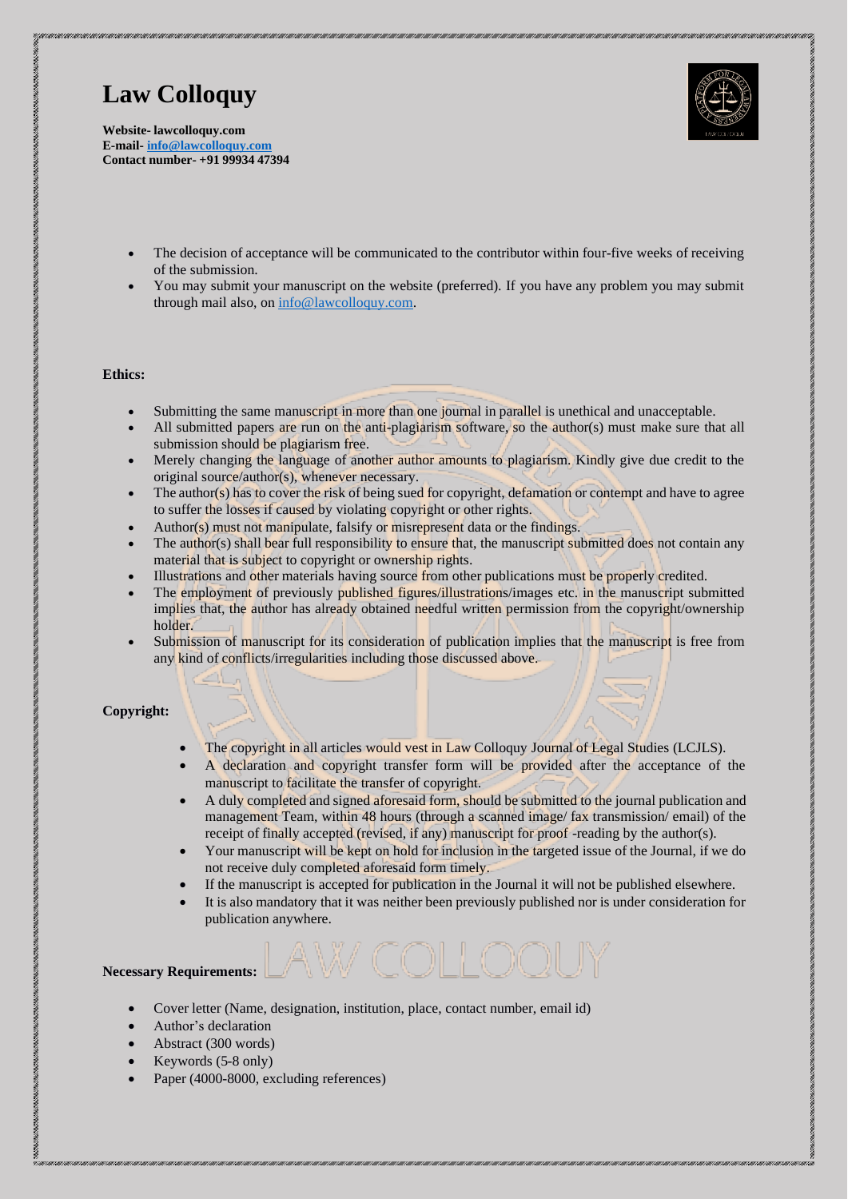- The decision of acceptance will be communicated to the contributor within four-five weeks of receiving of the submission.
- You may submit your manuscript on the website (preferred). If you have any problem you may submit through mail also, on info@lawcolloquy.com.

**Ethics:**

- Submitting the same manuscript in more than one journal in parallel is unethical and unacceptable.
- All submitted papers are run on the anti-plagiarism software, so the author(s) must make sure that all submission should be plagiarism free.
- Merely changing the language of another author amounts to plagiarism. Kindly give due credit to the original source/author(s), whenever necessary.
- The author(s) has to cover the risk of being sued for copyright, defamation or contempt and have to agree to suffer the losses if caused by violating copyright or other rights.
- Author(s) must not manipulate, falsify or misrepresent data or the findings.
- The author(s) shall bear full responsibility to ensure that, the manuscript submitted does not contain any material that is subject to copyright or ownership rights.
- Illustrations and other materials having source from other publications must be properly credited.
- The employment of previously published figures/illustrations/images etc. in the manuscript submitted implies that, the author has already obtained needful written permission from the copyright/ownership holder.
- Submission of manuscript for its consideration of publication implies that the manuscript is free from any kind of conflicts/irregularities including those discussed above.

**Copyright:**

- The copyright in all articles would vest in Law Colloquy Journal of Legal Studies (LCJLS).
- A declaration and copyright transfer form will be provided after the acceptance of the manuscript to facilitate the transfer of copyright.
- A duly completed and signed aforesaid form, should be submitted to the journal publication and management Team, within 48 hours (through a scanned image/ fax transmission/ email) of the receipt of finally accepted (revised, if any) manuscript for proof -reading by the author(s).
- Your manuscript will be kept on hold for inclusion in the targeted issue of the Journal, if we do not receive duly completed aforesaid form timely.
- If the manuscript is accepted for publication in the Journal it will not be published elsewhere.
- It is also mandatory that it was neither been previously published nor is under consideration for publication anywhere.

**Necessary Requirements:**

- Cover letter (Name, designation, institution, place, contact number, email id)
- Author's declaration
- Abstract (300 words)
- Keywords (5-8 only)
- Paper (4000-8000, excluding references)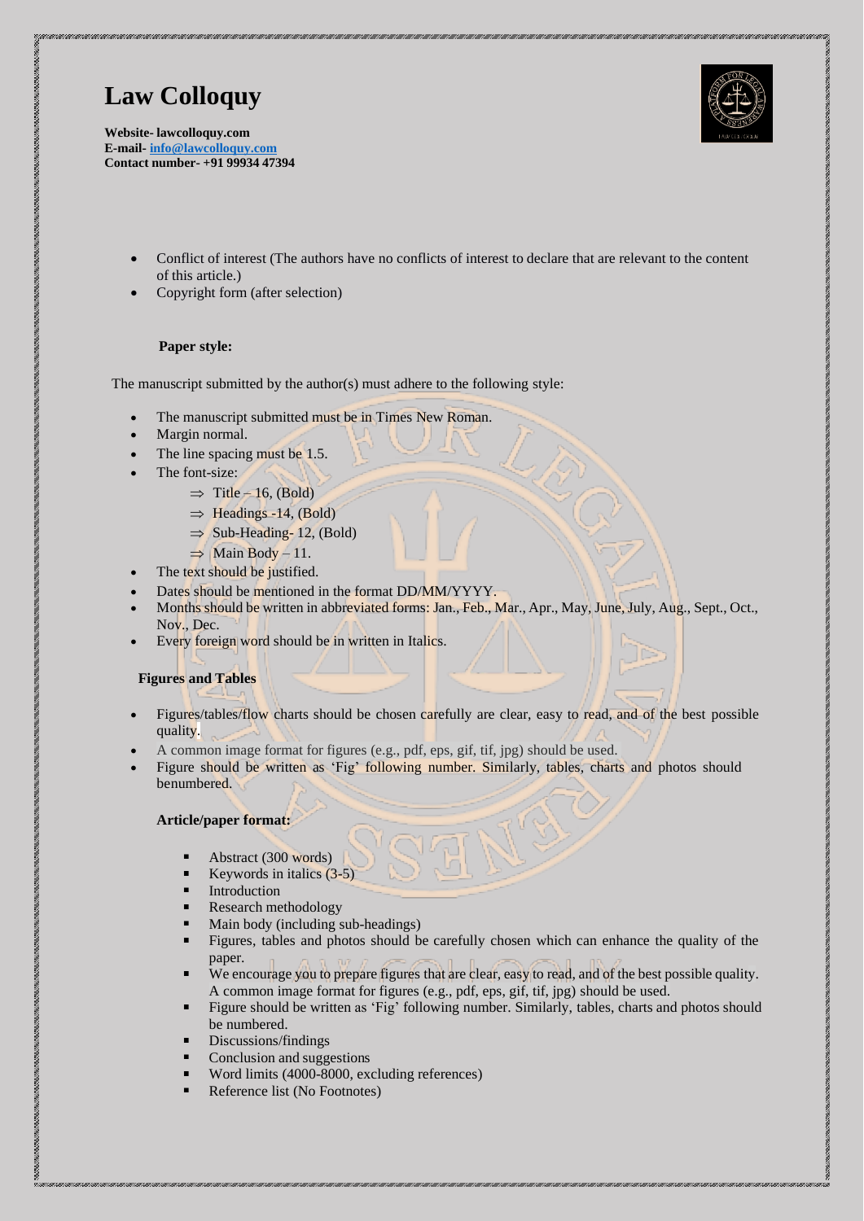- Conflict of interest (The authors have no conflicts of interest to declare that are relevant to the content of this article.)
- Copyright form (after selection)

**Paper style:**

The manuscript submitted by the author(s) must adhere to the following style:

- The manuscript submitted must be in Times New Roman.
- Margin normal.
- The line spacing must be 1.5.
- The font-size:
  - ⇒ Title – 16, (Bold)
  - ⇒ Headings -14, (Bold)
  - ⇒ Sub-Heading- 12, (Bold)
  - ⇒ Main Body – 11.
- The text should be justified.
- Dates should be mentioned in the format DD/MM/YYYY.
- Months should be written in abbreviated forms: Jan., Feb., Mar., Apr., May, June, July, Aug., Sept., Oct., Nov., Dec.
- Every foreign word should be in written in Italics.

**Figures and Tables**

- Figures/tables/flow charts should be chosen carefully are clear, easy to read, and of the best possible quality.
- A common image format for figures (e.g., pdf, eps, gif, tif, jpg) should be used.
- Figure should be written as 'Fig' following number. Similarly, tables, charts and photos should benumbered.

**Article/paper format:**

- Abstract (300 words)
- Keywords in italics (3-5)
- Introduction
- Research methodology
- Main body (including sub-headings)
- Figures, tables and photos should be carefully chosen which can enhance the quality of the paper.
- We encourage you to prepare figures that are clear, easy to read, and of the best possible quality. A common image format for figures (e.g., pdf, eps, gif, tif, jpg) should be used.
- Figure should be written as 'Fig' following number. Similarly, tables, charts and photos should be numbered.
- Discussions/findings
- Conclusion and suggestions
- Word limits (4000-8000, excluding references)
- Reference list (No Footnotes)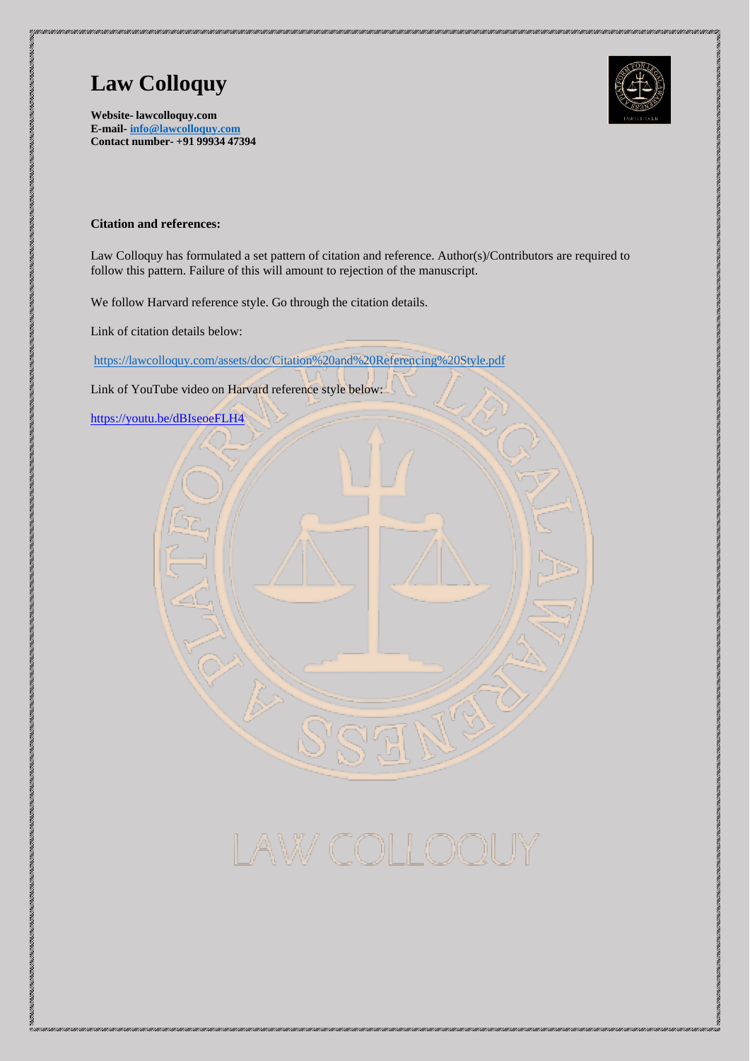# Law Colloquy

**Website- lawcolloquy.com**
**E-mail- info@lawcolloquy.com**
**Contact number- +91 99934 47394**

**Citation and references:**

Law Colloquy has formulated a set pattern of citation and reference. Author(s)/Contributors are required to follow this pattern. Failure of this will amount to rejection of the manuscript.

We follow Harvard reference style. Go through the citation details.

Link of citation details below:

https://lawcolloquy.com/assets/doc/Citation%20and%20Referencing%20Style.pdf

Link of YouTube video on Harvard reference style below:

https://youtu.be/dBIseoeFLH4